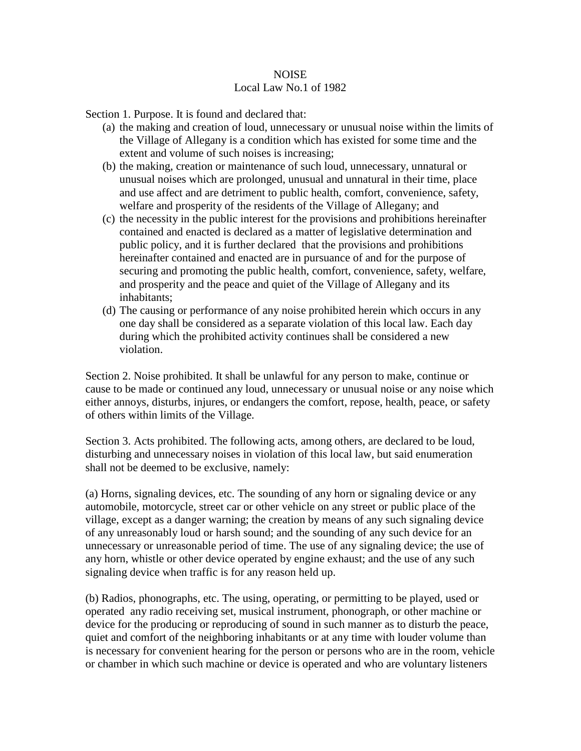# NOISE
## Local Law No.1 of 1982

Section 1. Purpose. It is found and declared that:

(a) the making and creation of loud, unnecessary or unusual noise within the limits of the Village of Allegany is a condition which has existed for some time and the extent and volume of such noises is increasing;

(b) the making, creation or maintenance of such loud, unnecessary, unnatural or unusual noises which are prolonged, unusual and unnatural in their time, place and use affect and are detriment to public health, comfort, convenience, safety, welfare and prosperity of the residents of the Village of Allegany; and

(c) the necessity in the public interest for the provisions and prohibitions hereinafter contained and enacted is declared as a matter of legislative determination and public policy, and it is further declared that the provisions and prohibitions hereinafter contained and enacted are in pursuance of and for the purpose of securing and promoting the public health, comfort, convenience, safety, welfare, and prosperity and the peace and quiet of the Village of Allegany and its inhabitants;

(d) The causing or performance of any noise prohibited herein which occurs in any one day shall be considered as a separate violation of this local law. Each day during which the prohibited activity continues shall be considered a new violation.

Section 2. Noise prohibited. It shall be unlawful for any person to make, continue or cause to be made or continued any loud, unnecessary or unusual noise or any noise which either annoys, disturbs, injures, or endangers the comfort, repose, health, peace, or safety of others within limits of the Village.

Section 3. Acts prohibited. The following acts, among others, are declared to be loud, disturbing and unnecessary noises in violation of this local law, but said enumeration shall not be deemed to be exclusive, namely:

(a) Horns, signaling devices, etc. The sounding of any horn or signaling device or any automobile, motorcycle, street car or other vehicle on any street or public place of the village, except as a danger warning; the creation by means of any such signaling device of any unreasonably loud or harsh sound; and the sounding of any such device for an unnecessary or unreasonable period of time. The use of any signaling device; the use of any horn, whistle or other device operated by engine exhaust; and the use of any such signaling device when traffic is for any reason held up.

(b) Radios, phonographs, etc. The using, operating, or permitting to be played, used or operated any radio receiving set, musical instrument, phonograph, or other machine or device for the producing or reproducing of sound in such manner as to disturb the peace, quiet and comfort of the neighboring inhabitants or at any time with louder volume than is necessary for convenient hearing for the person or persons who are in the room, vehicle or chamber in which such machine or device is operated and who are voluntary listeners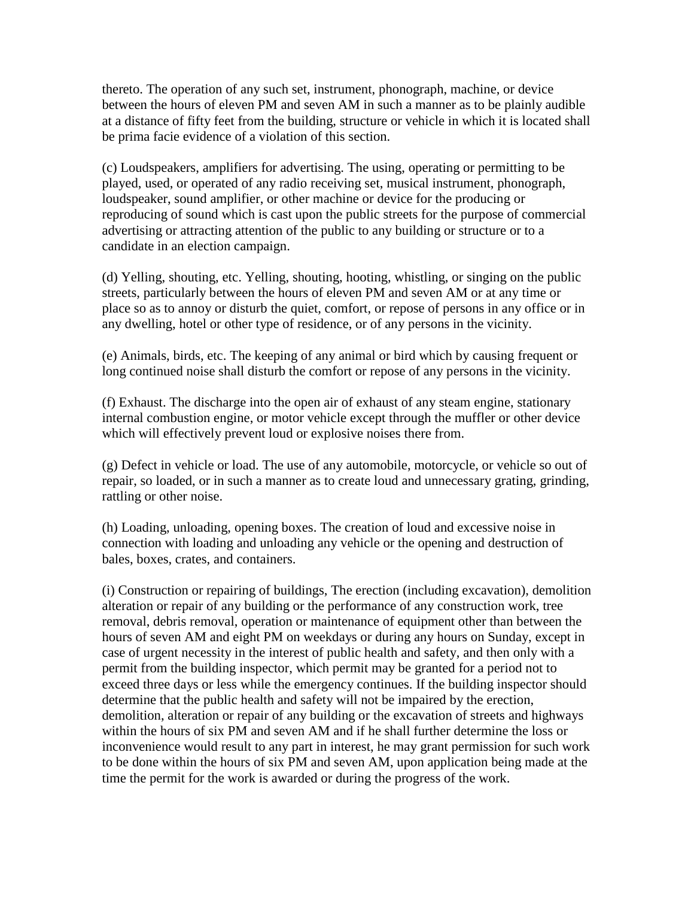thereto. The operation of any such set, instrument, phonograph, machine, or device between the hours of eleven PM and seven AM in such a manner as to be plainly audible at a distance of fifty feet from the building, structure or vehicle in which it is located shall be prima facie evidence of a violation of this section.

(c) Loudspeakers, amplifiers for advertising. The using, operating or permitting to be played, used, or operated of any radio receiving set, musical instrument, phonograph, loudspeaker, sound amplifier, or other machine or device for the producing or reproducing of sound which is cast upon the public streets for the purpose of commercial advertising or attracting attention of the public to any building or structure or to a candidate in an election campaign.

(d) Yelling, shouting, etc. Yelling, shouting, hooting, whistling, or singing on the public streets, particularly between the hours of eleven PM and seven AM or at any time or place so as to annoy or disturb the quiet, comfort, or repose of persons in any office or in any dwelling, hotel or other type of residence, or of any persons in the vicinity.

(e) Animals, birds, etc. The keeping of any animal or bird which by causing frequent or long continued noise shall disturb the comfort or repose of any persons in the vicinity.

(f) Exhaust. The discharge into the open air of exhaust of any steam engine, stationary internal combustion engine, or motor vehicle except through the muffler or other device which will effectively prevent loud or explosive noises there from.

(g) Defect in vehicle or load. The use of any automobile, motorcycle, or vehicle so out of repair, so loaded, or in such a manner as to create loud and unnecessary grating, grinding, rattling or other noise.

(h) Loading, unloading, opening boxes. The creation of loud and excessive noise in connection with loading and unloading any vehicle or the opening and destruction of bales, boxes, crates, and containers.

(i) Construction or repairing of buildings, The erection (including excavation), demolition alteration or repair of any building or the performance of any construction work, tree removal, debris removal, operation or maintenance of equipment other than between the hours of seven AM and eight PM on weekdays or during any hours on Sunday, except in case of urgent necessity in the interest of public health and safety, and then only with a permit from the building inspector, which permit may be granted for a period not to exceed three days or less while the emergency continues. If the building inspector should determine that the public health and safety will not be impaired by the erection, demolition, alteration or repair of any building or the excavation of streets and highways within the hours of six PM and seven AM and if he shall further determine the loss or inconvenience would result to any part in interest, he may grant permission for such work to be done within the hours of six PM and seven AM, upon application being made at the time the permit for the work is awarded or during the progress of the work.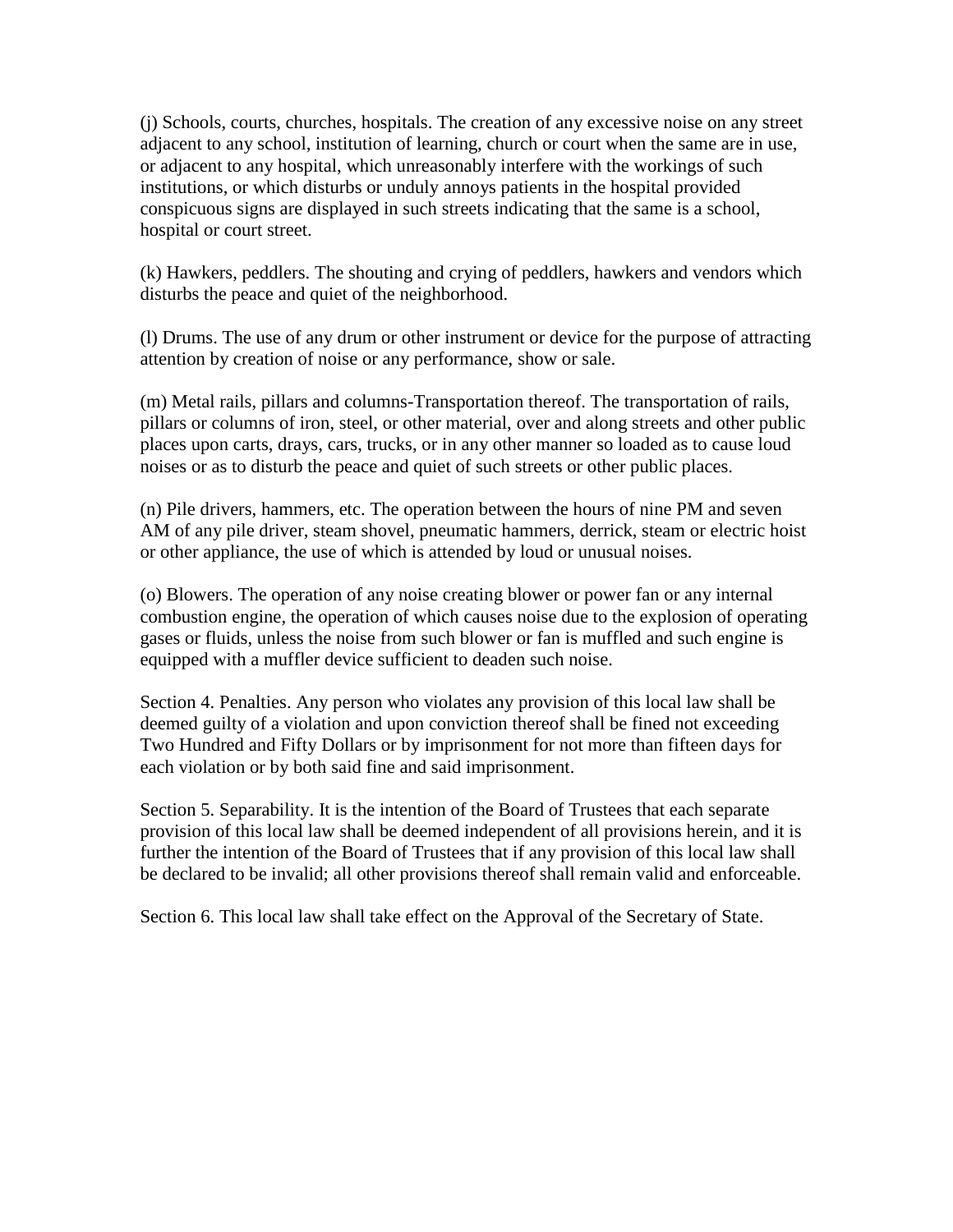(j) Schools, courts, churches, hospitals. The creation of any excessive noise on any street adjacent to any school, institution of learning, church or court when the same are in use, or adjacent to any hospital, which unreasonably interfere with the workings of such institutions, or which disturbs or unduly annoys patients in the hospital provided conspicuous signs are displayed in such streets indicating that the same is a school, hospital or court street.

(k) Hawkers, peddlers. The shouting and crying of peddlers, hawkers and vendors which disturbs the peace and quiet of the neighborhood.

(l) Drums. The use of any drum or other instrument or device for the purpose of attracting attention by creation of noise or any performance, show or sale.

(m) Metal rails, pillars and columns-Transportation thereof. The transportation of rails, pillars or columns of iron, steel, or other material, over and along streets and other public places upon carts, drays, cars, trucks, or in any other manner so loaded as to cause loud noises or as to disturb the peace and quiet of such streets or other public places.

(n) Pile drivers, hammers, etc. The operation between the hours of nine PM and seven AM of any pile driver, steam shovel, pneumatic hammers, derrick, steam or electric hoist or other appliance, the use of which is attended by loud or unusual noises.

(o) Blowers. The operation of any noise creating blower or power fan or any internal combustion engine, the operation of which causes noise due to the explosion of operating gases or fluids, unless the noise from such blower or fan is muffled and such engine is equipped with a muffler device sufficient to deaden such noise.

Section 4. Penalties. Any person who violates any provision of this local law shall be deemed guilty of a violation and upon conviction thereof shall be fined not exceeding Two Hundred and Fifty Dollars or by imprisonment for not more than fifteen days for each violation or by both said fine and said imprisonment.

Section 5. Separability. It is the intention of the Board of Trustees that each separate provision of this local law shall be deemed independent of all provisions herein, and it is further the intention of the Board of Trustees that if any provision of this local law shall be declared to be invalid; all other provisions thereof shall remain valid and enforceable.

Section 6. This local law shall take effect on the Approval of the Secretary of State.